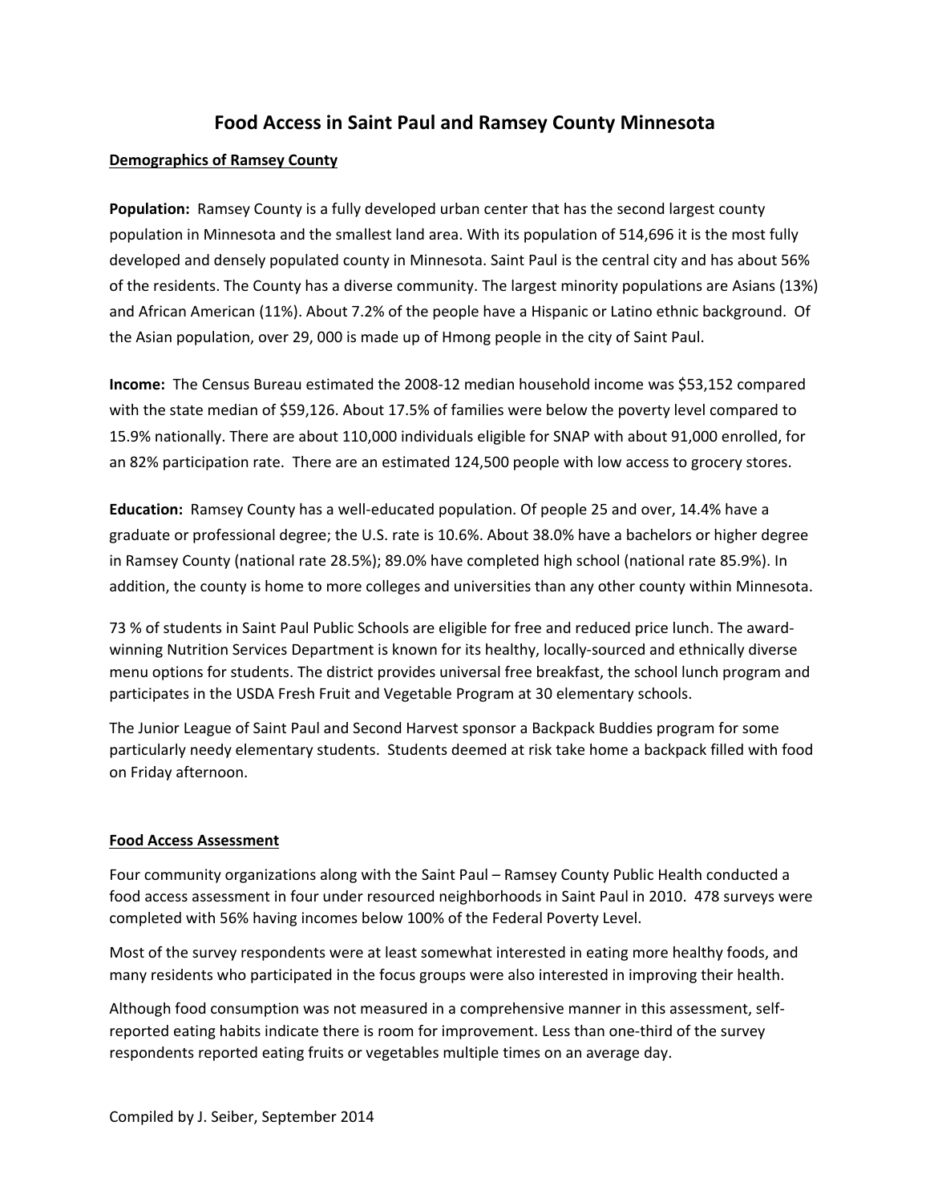# Food Access in Saint Paul and Ramsey County Minnesota

## Demographics of Ramsey County

**Population:** Ramsey County is a fully developed urban center that has the second largest county population in Minnesota and the smallest land area. With its population of 514,696 it is the most fully developed and densely populated county in Minnesota. Saint Paul is the central city and has about 56% of the residents. The County has a diverse community. The largest minority populations are Asians (13%) and African American (11%). About 7.2% of the people have a Hispanic or Latino ethnic background. Of the Asian population, over 29, 000 is made up of Hmong people in the city of Saint Paul.

**Income:** The Census Bureau estimated the 2008-12 median household income was $53,152 compared with the state median of $59,126. About 17.5% of families were below the poverty level compared to 15.9% nationally. There are about 110,000 individuals eligible for SNAP with about 91,000 enrolled, for an 82% participation rate. There are an estimated 124,500 people with low access to grocery stores.

**Education:** Ramsey County has a well-educated population. Of people 25 and over, 14.4% have a graduate or professional degree; the U.S. rate is 10.6%. About 38.0% have a bachelors or higher degree in Ramsey County (national rate 28.5%); 89.0% have completed high school (national rate 85.9%). In addition, the county is home to more colleges and universities than any other county within Minnesota.

73 % of students in Saint Paul Public Schools are eligible for free and reduced price lunch. The award-winning Nutrition Services Department is known for its healthy, locally-sourced and ethnically diverse menu options for students. The district provides universal free breakfast, the school lunch program and participates in the USDA Fresh Fruit and Vegetable Program at 30 elementary schools.

The Junior League of Saint Paul and Second Harvest sponsor a Backpack Buddies program for some particularly needy elementary students. Students deemed at risk take home a backpack filled with food on Friday afternoon.

## Food Access Assessment

Four community organizations along with the Saint Paul – Ramsey County Public Health conducted a food access assessment in four under resourced neighborhoods in Saint Paul in 2010. 478 surveys were completed with 56% having incomes below 100% of the Federal Poverty Level.

Most of the survey respondents were at least somewhat interested in eating more healthy foods, and many residents who participated in the focus groups were also interested in improving their health.

Although food consumption was not measured in a comprehensive manner in this assessment, self-reported eating habits indicate there is room for improvement. Less than one-third of the survey respondents reported eating fruits or vegetables multiple times on an average day.

Compiled by J. Seiber, September 2014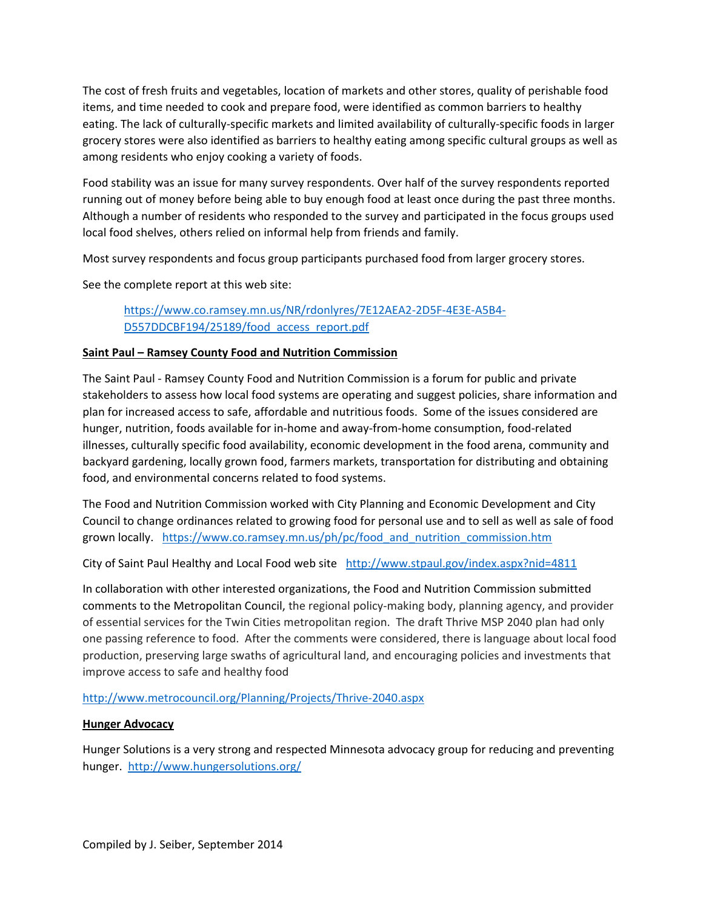The cost of fresh fruits and vegetables, location of markets and other stores, quality of perishable food items, and time needed to cook and prepare food, were identified as common barriers to healthy eating. The lack of culturally-specific markets and limited availability of culturally-specific foods in larger grocery stores were also identified as barriers to healthy eating among specific cultural groups as well as among residents who enjoy cooking a variety of foods.

Food stability was an issue for many survey respondents. Over half of the survey respondents reported running out of money before being able to buy enough food at least once during the past three months. Although a number of residents who responded to the survey and participated in the focus groups used local food shelves, others relied on informal help from friends and family.

Most survey respondents and focus group participants purchased food from larger grocery stores.

See the complete report at this web site:

> https://www.co.ramsey.mn.us/NR/rdonlyres/7E12AEA2-2D5F-4E3E-A5B4-D557DDCBF194/25189/food_access_report.pdf

**Saint Paul – Ramsey County Food and Nutrition Commission**

The Saint Paul - Ramsey County Food and Nutrition Commission is a forum for public and private stakeholders to assess how local food systems are operating and suggest policies, share information and plan for increased access to safe, affordable and nutritious foods. Some of the issues considered are hunger, nutrition, foods available for in-home and away-from-home consumption, food-related illnesses, culturally specific food availability, economic development in the food arena, community and backyard gardening, locally grown food, farmers markets, transportation for distributing and obtaining food, and environmental concerns related to food systems.

The Food and Nutrition Commission worked with City Planning and Economic Development and City Council to change ordinances related to growing food for personal use and to sell as well as sale of food grown locally. https://www.co.ramsey.mn.us/ph/pc/food_and_nutrition_commission.htm

City of Saint Paul Healthy and Local Food web site http://www.stpaul.gov/index.aspx?nid=4811

In collaboration with other interested organizations, the Food and Nutrition Commission submitted comments to the Metropolitan Council, the regional policy-making body, planning agency, and provider of essential services for the Twin Cities metropolitan region. The draft Thrive MSP 2040 plan had only one passing reference to food. After the comments were considered, there is language about local food production, preserving large swaths of agricultural land, and encouraging policies and investments that improve access to safe and healthy food

http://www.metrocouncil.org/Planning/Projects/Thrive-2040.aspx

**Hunger Advocacy**

Hunger Solutions is a very strong and respected Minnesota advocacy group for reducing and preventing hunger. http://www.hungersolutions.org/

Compiled by J. Seiber, September 2014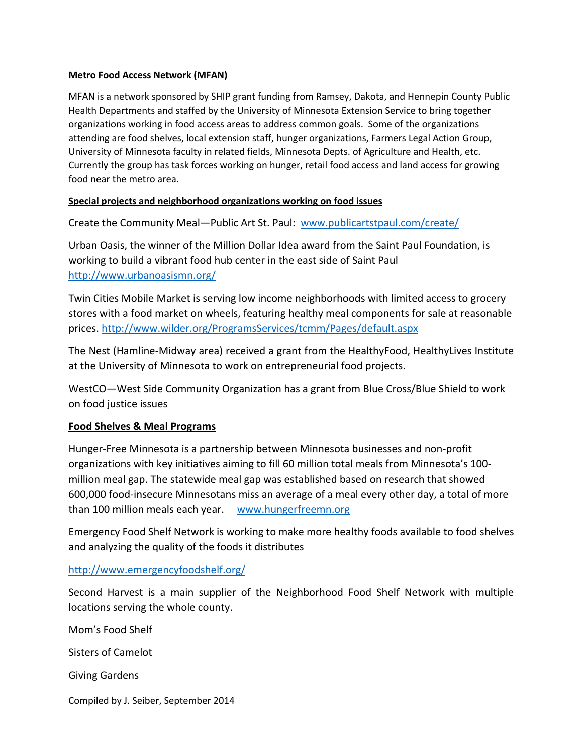**Metro Food Access Network (MFAN)**

MFAN is a network sponsored by SHIP grant funding from Ramsey, Dakota, and Hennepin County Public Health Departments and staffed by the University of Minnesota Extension Service to bring together organizations working in food access areas to address common goals. Some of the organizations attending are food shelves, local extension staff, hunger organizations, Farmers Legal Action Group, University of Minnesota faculty in related fields, Minnesota Depts. of Agriculture and Health, etc. Currently the group has task forces working on hunger, retail food access and land access for growing food near the metro area.

**Special projects and neighborhood organizations working on food issues**

Create the Community Meal—Public Art St. Paul: [www.publicartstpaul.com/create/](www.publicartstpaul.com/create/)

Urban Oasis, the winner of the Million Dollar Idea award from the Saint Paul Foundation, is working to build a vibrant food hub center in the east side of Saint Paul [http://www.urbanoasismn.org/](http://www.urbanoasismn.org/)

Twin Cities Mobile Market is serving low income neighborhoods with limited access to grocery stores with a food market on wheels, featuring healthy meal components for sale at reasonable prices. [http://www.wilder.org/ProgramsServices/tcmm/Pages/default.aspx](http://www.wilder.org/ProgramsServices/tcmm/Pages/default.aspx)

The Nest (Hamline-Midway area) received a grant from the HealthyFood, HealthyLives Institute at the University of Minnesota to work on entrepreneurial food projects.

WestCO—West Side Community Organization has a grant from Blue Cross/Blue Shield to work on food justice issues

**Food Shelves & Meal Programs**

Hunger-Free Minnesota is a partnership between Minnesota businesses and non-profit organizations with key initiatives aiming to fill 60 million total meals from Minnesota's 100-million meal gap. The statewide meal gap was established based on research that showed 600,000 food-insecure Minnesotans miss an average of a meal every other day, a total of more than 100 million meals each year. [www.hungerfreemn.org](www.hungerfreemn.org)

Emergency Food Shelf Network is working to make more healthy foods available to food shelves and analyzing the quality of the foods it distributes

[http://www.emergencyfoodshelf.org/](http://www.emergencyfoodshelf.org/)

Second Harvest is a main supplier of the Neighborhood Food Shelf Network with multiple locations serving the whole county.

Mom's Food Shelf

Sisters of Camelot

Giving Gardens

Compiled by J. Seiber, September 2014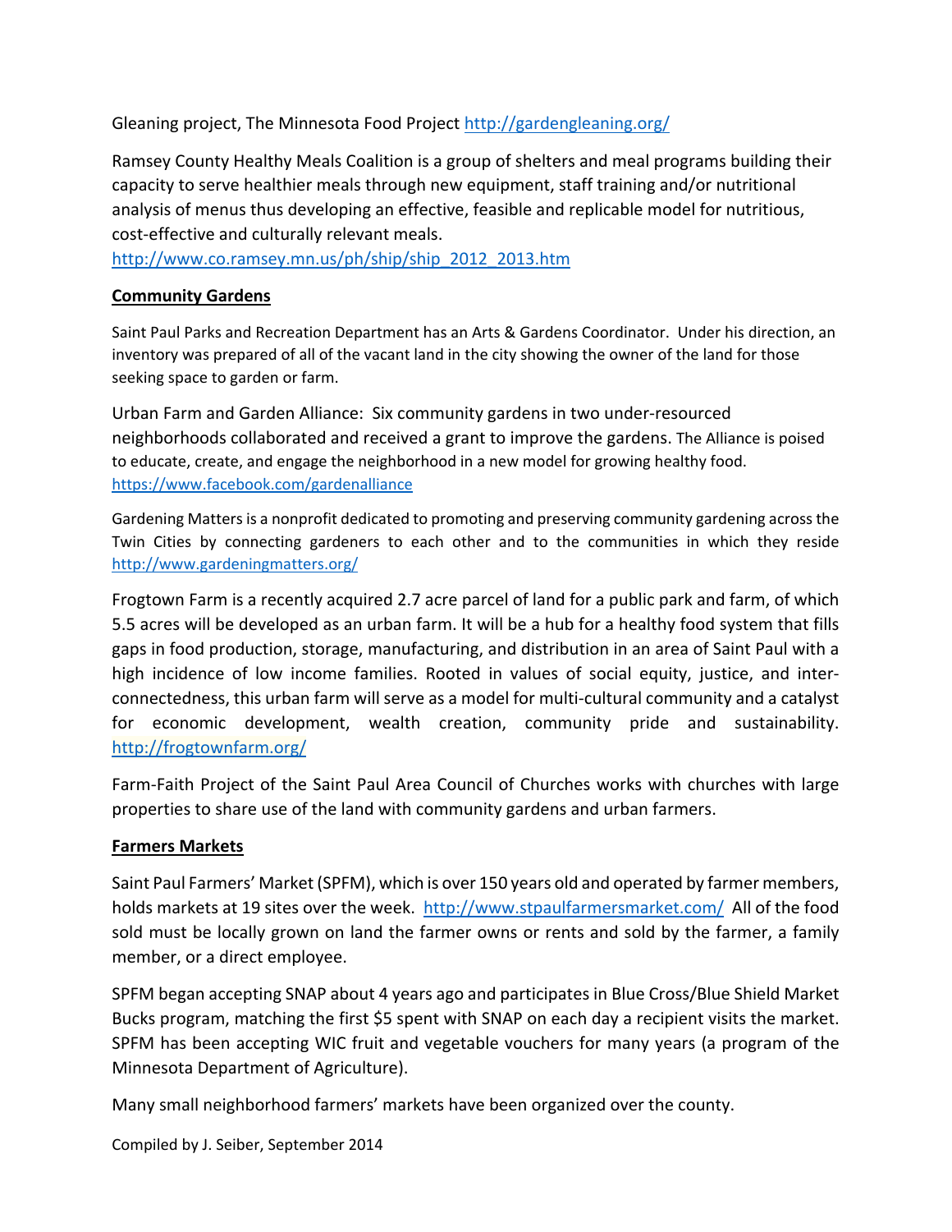Gleaning project, The Minnesota Food Project http://gardengleaning.org/

Ramsey County Healthy Meals Coalition is a group of shelters and meal programs building their capacity to serve healthier meals through new equipment, staff training and/or nutritional analysis of menus thus developing an effective, feasible and replicable model for nutritious, cost-effective and culturally relevant meals.
http://www.co.ramsey.mn.us/ph/ship/ship_2012_2013.htm

**Community Gardens**

Saint Paul Parks and Recreation Department has an Arts & Gardens Coordinator. Under his direction, an inventory was prepared of all of the vacant land in the city showing the owner of the land for those seeking space to garden or farm.

Urban Farm and Garden Alliance: Six community gardens in two under-resourced neighborhoods collaborated and received a grant to improve the gardens. The Alliance is poised to educate, create, and engage the neighborhood in a new model for growing healthy food.
https://www.facebook.com/gardenalliance

Gardening Matters is a nonprofit dedicated to promoting and preserving community gardening across the Twin Cities by connecting gardeners to each other and to the communities in which they reside http://www.gardeningmatters.org/

Frogtown Farm is a recently acquired 2.7 acre parcel of land for a public park and farm, of which 5.5 acres will be developed as an urban farm. It will be a hub for a healthy food system that fills gaps in food production, storage, manufacturing, and distribution in an area of Saint Paul with a high incidence of low income families. Rooted in values of social equity, justice, and inter-connectedness, this urban farm will serve as a model for multi-cultural community and a catalyst for economic development, wealth creation, community pride and sustainability. http://frogtownfarm.org/

Farm-Faith Project of the Saint Paul Area Council of Churches works with churches with large properties to share use of the land with community gardens and urban farmers.

**Farmers Markets**

Saint Paul Farmers' Market (SPFM), which is over 150 years old and operated by farmer members, holds markets at 19 sites over the week. http://www.stpaulfarmersmarket.com/ All of the food sold must be locally grown on land the farmer owns or rents and sold by the farmer, a family member, or a direct employee.

SPFM began accepting SNAP about 4 years ago and participates in Blue Cross/Blue Shield Market Bucks program, matching the first $5 spent with SNAP on each day a recipient visits the market. SPFM has been accepting WIC fruit and vegetable vouchers for many years (a program of the Minnesota Department of Agriculture).

Many small neighborhood farmers' markets have been organized over the county.

Compiled by J. Seiber, September 2014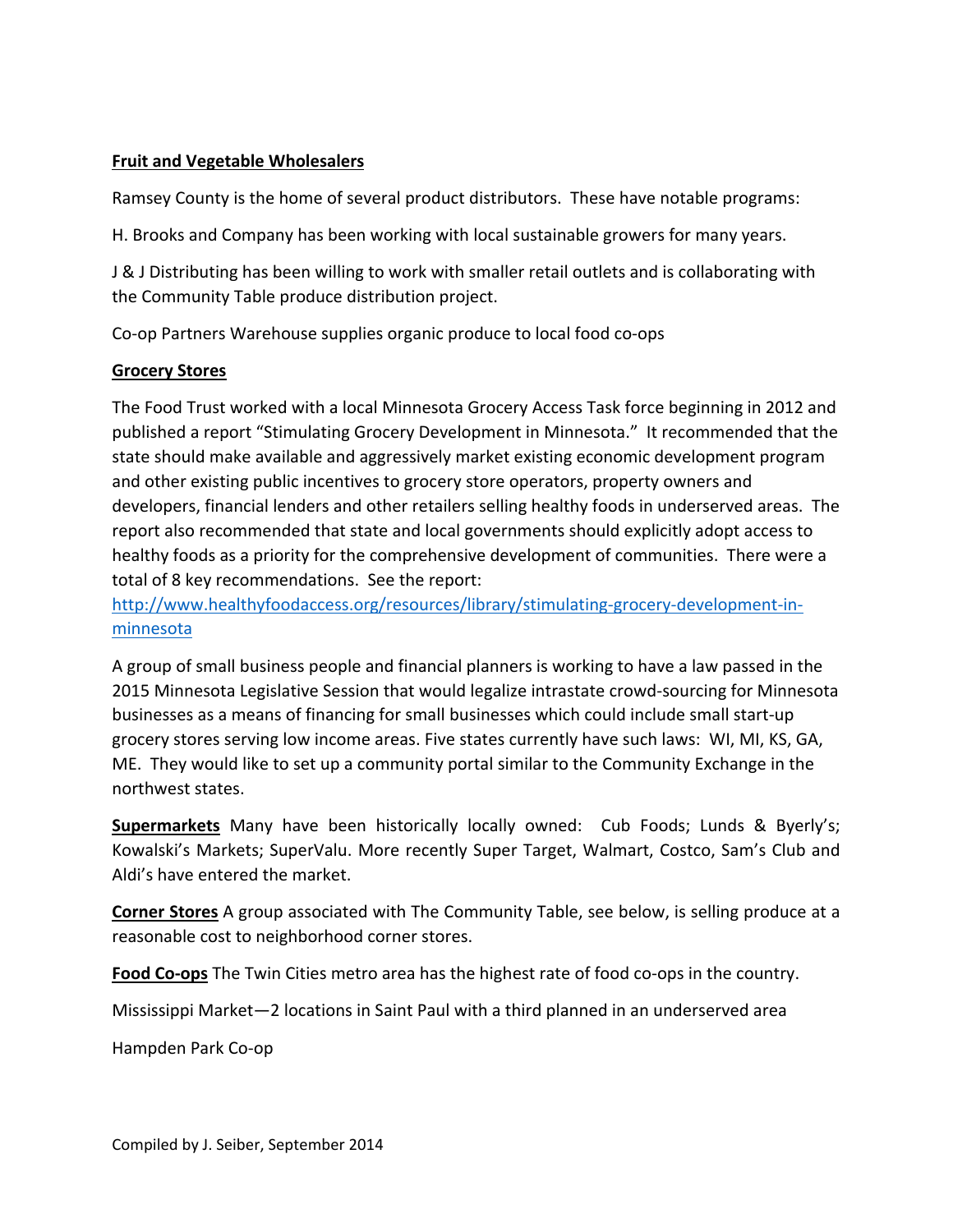**Fruit and Vegetable Wholesalers**

Ramsey County is the home of several product distributors. These have notable programs:

H. Brooks and Company has been working with local sustainable growers for many years.

J & J Distributing has been willing to work with smaller retail outlets and is collaborating with the Community Table produce distribution project.

Co-op Partners Warehouse supplies organic produce to local food co-ops

**Grocery Stores**

The Food Trust worked with a local Minnesota Grocery Access Task force beginning in 2012 and published a report "Stimulating Grocery Development in Minnesota." It recommended that the state should make available and aggressively market existing economic development program and other existing public incentives to grocery store operators, property owners and developers, financial lenders and other retailers selling healthy foods in underserved areas. The report also recommended that state and local governments should explicitly adopt access to healthy foods as a priority for the comprehensive development of communities. There were a total of 8 key recommendations. See the report: http://www.healthyfoodaccess.org/resources/library/stimulating-grocery-development-in-minnesota

A group of small business people and financial planners is working to have a law passed in the 2015 Minnesota Legislative Session that would legalize intrastate crowd-sourcing for Minnesota businesses as a means of financing for small businesses which could include small start-up grocery stores serving low income areas. Five states currently have such laws: WI, MI, KS, GA, ME. They would like to set up a community portal similar to the Community Exchange in the northwest states.

**Supermarkets** Many have been historically locally owned: Cub Foods; Lunds & Byerly's; Kowalski's Markets; SuperValu. More recently Super Target, Walmart, Costco, Sam's Club and Aldi's have entered the market.

**Corner Stores** A group associated with The Community Table, see below, is selling produce at a reasonable cost to neighborhood corner stores.

**Food Co-ops** The Twin Cities metro area has the highest rate of food co-ops in the country.

Mississippi Market—2 locations in Saint Paul with a third planned in an underserved area

Hampden Park Co-op

Compiled by J. Seiber, September 2014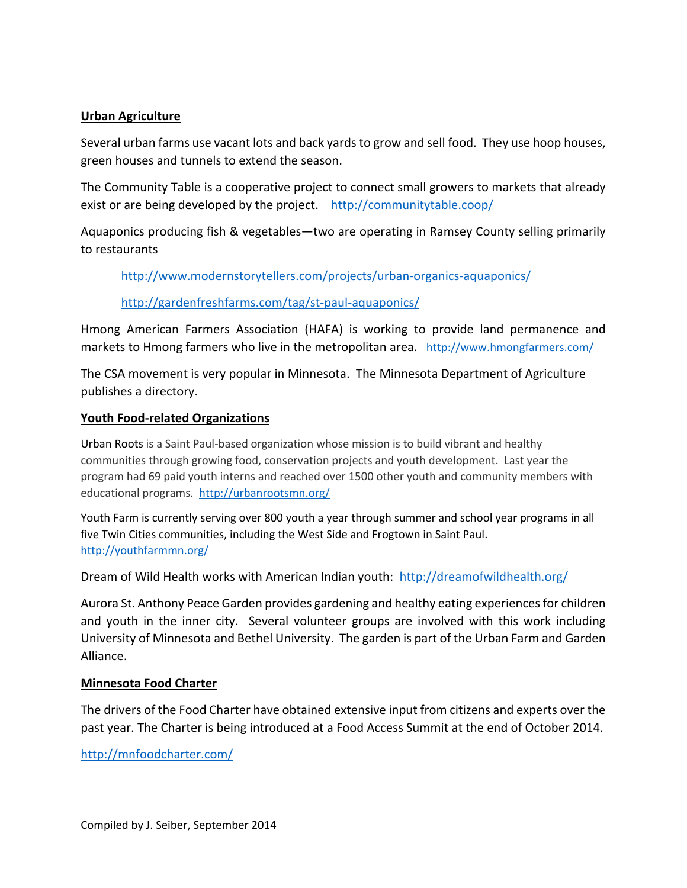## Urban Agriculture

Several urban farms use vacant lots and back yards to grow and sell food. They use hoop houses, green houses and tunnels to extend the season.

The Community Table is a cooperative project to connect small growers to markets that already exist or are being developed by the project. http://communitytable.coop/

Aquaponics producing fish & vegetables—two are operating in Ramsey County selling primarily to restaurants

> http://www.modernstorytellers.com/projects/urban-organics-aquaponics/
>
> http://gardenfreshfarms.com/tag/st-paul-aquaponics/

Hmong American Farmers Association (HAFA) is working to provide land permanence and markets to Hmong farmers who live in the metropolitan area. http://www.hmongfarmers.com/

The CSA movement is very popular in Minnesota. The Minnesota Department of Agriculture publishes a directory.

## Youth Food-related Organizations

Urban Roots is a Saint Paul-based organization whose mission is to build vibrant and healthy communities through growing food, conservation projects and youth development. Last year the program had 69 paid youth interns and reached over 1500 other youth and community members with educational programs. http://urbanrootsmn.org/

Youth Farm is currently serving over 800 youth a year through summer and school year programs in all five Twin Cities communities, including the West Side and Frogtown in Saint Paul. http://youthfarmmn.org/

Dream of Wild Health works with American Indian youth: http://dreamofwildhealth.org/

Aurora St. Anthony Peace Garden provides gardening and healthy eating experiences for children and youth in the inner city. Several volunteer groups are involved with this work including University of Minnesota and Bethel University. The garden is part of the Urban Farm and Garden Alliance.

## Minnesota Food Charter

The drivers of the Food Charter have obtained extensive input from citizens and experts over the past year. The Charter is being introduced at a Food Access Summit at the end of October 2014.

http://mnfoodcharter.com/

Compiled by J. Seiber, September 2014